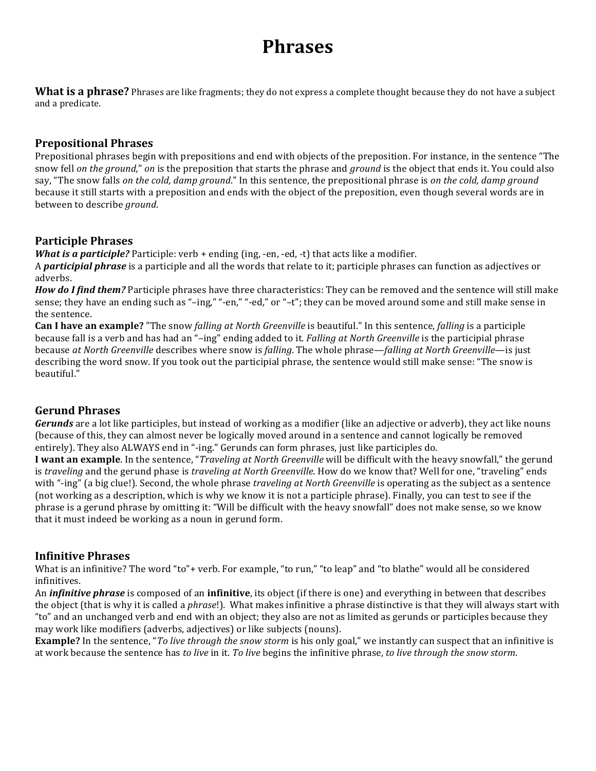# Phrases

**What is a phrase?** Phrases are like fragments; they do not express a complete thought because they do not have a subject and a predicate.

## Prepositional Phrases

Prepositional phrases begin with prepositions and end with objects of the preposition. For instance, in the sentence "The snow fell *on the ground*," *on* is the preposition that starts the phrase and *ground* is the object that ends it. You could also say, "The snow falls *on the cold, damp ground*." In this sentence, the prepositional phrase is *on the cold, damp ground* because it still starts with a preposition and ends with the object of the preposition, even though several words are in between to describe *ground*.

## Participle Phrases

***What is a participle?*** Participle: verb + ending (ing, -en, -ed, -t) that acts like a modifier.

A ***participial phrase*** is a participle and all the words that relate to it; participle phrases can function as adjectives or adverbs.

***How do I find them?*** Participle phrases have three characteristics: They can be removed and the sentence will still make sense; they have an ending such as "–ing," "-en," "-ed," or "–t"; they can be moved around some and still make sense in the sentence.

**Can I have an example?** "The snow *falling at North Greenville* is beautiful." In this sentence, *falling* is a participle because fall is a verb and has had an "–ing" ending added to it. *Falling at North Greenville* is the participial phrase because *at North Greenville* describes where snow is *falling*. The whole phrase—*falling at North Greenville*—is just describing the word snow. If you took out the participial phrase, the sentence would still make sense: "The snow is beautiful."

## Gerund Phrases

***Gerunds*** are a lot like participles, but instead of working as a modifier (like an adjective or adverb), they act like nouns (because of this, they can almost never be logically moved around in a sentence and cannot logically be removed entirely). They also ALWAYS end in "-ing." Gerunds can form phrases, just like participles do.

**I want an example**. In the sentence, "*Traveling at North Greenville* will be difficult with the heavy snowfall," the gerund is *traveling* and the gerund phase is *traveling at North Greenville*. How do we know that? Well for one, "traveling" ends with "-ing" (a big clue!). Second, the whole phrase *traveling at North Greenville* is operating as the subject as a sentence (not working as a description, which is why we know it is not a participle phrase). Finally, you can test to see if the phrase is a gerund phrase by omitting it: "Will be difficult with the heavy snowfall" does not make sense, so we know that it must indeed be working as a noun in gerund form.

## Infinitive Phrases

What is an infinitive? The word "to"+ verb. For example, "to run," "to leap" and "to blathe" would all be considered infinitives.

An ***infinitive phrase*** is composed of an **infinitive**, its object (if there is one) and everything in between that describes the object (that is why it is called a *phrase*!). What makes infinitive a phrase distinctive is that they will always start with "to" and an unchanged verb and end with an object; they also are not as limited as gerunds or participles because they may work like modifiers (adverbs, adjectives) or like subjects (nouns).

**Example?** In the sentence, "*To live through the snow storm* is his only goal," we instantly can suspect that an infinitive is at work because the sentence has *to live* in it. *To live* begins the infinitive phrase, *to live through the snow storm*.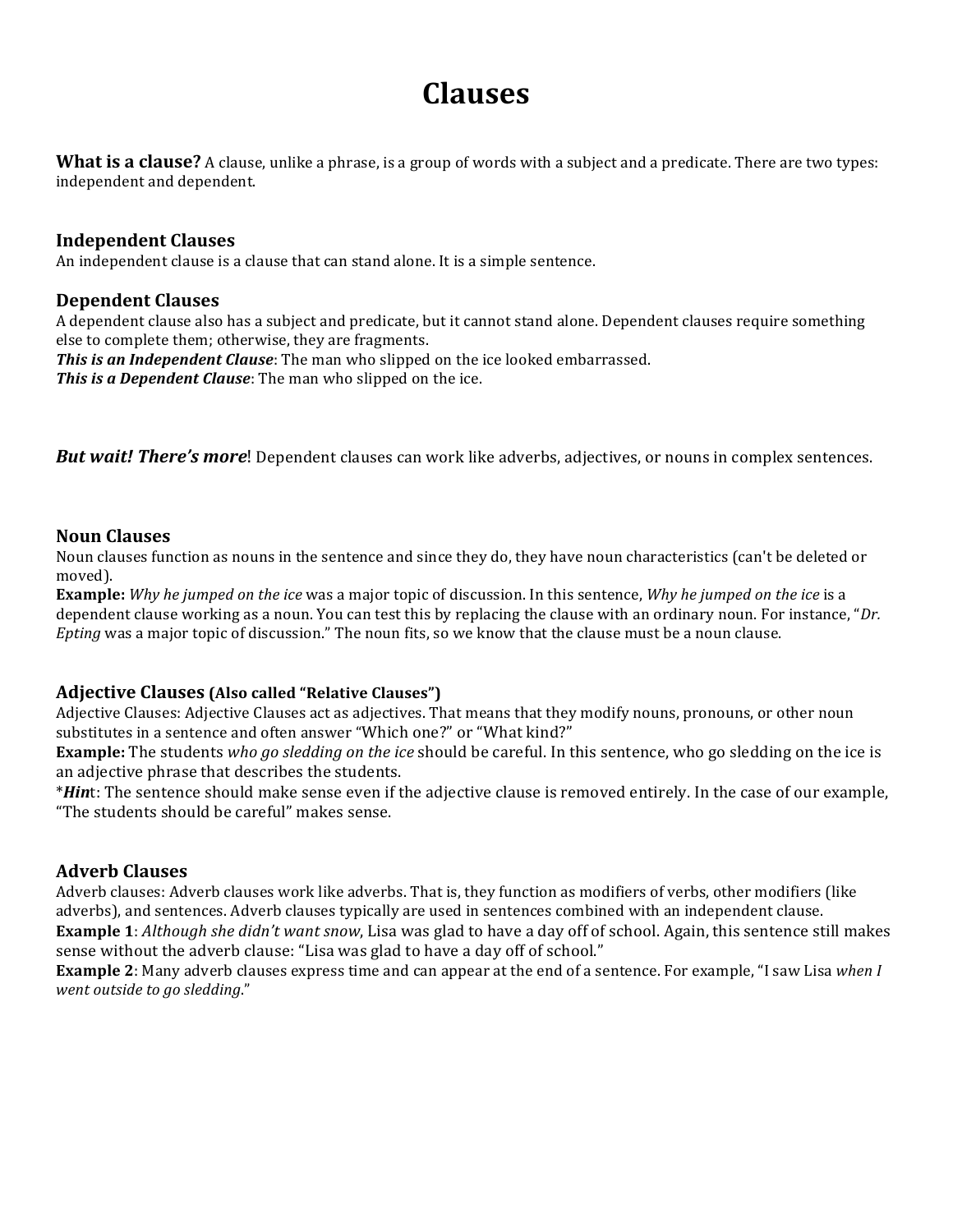# Clauses

**What is a clause?** A clause, unlike a phrase, is a group of words with a subject and a predicate. There are two types: independent and dependent.

### Independent Clauses

An independent clause is a clause that can stand alone. It is a simple sentence.

### Dependent Clauses

A dependent clause also has a subject and predicate, but it cannot stand alone. Dependent clauses require something else to complete them; otherwise, they are fragments.
***This is an Independent Clause***: The man who slipped on the ice looked embarrassed.
***This is a Dependent Clause***: The man who slipped on the ice.

***But wait! There's more***! Dependent clauses can work like adverbs, adjectives, or nouns in complex sentences.

### Noun Clauses

Noun clauses function as nouns in the sentence and since they do, they have noun characteristics (can't be deleted or moved).
**Example:** *Why he jumped on the ice* was a major topic of discussion. In this sentence, *Why he jumped on the ice* is a dependent clause working as a noun. You can test this by replacing the clause with an ordinary noun. For instance, "*Dr. Epting* was a major topic of discussion." The noun fits, so we know that the clause must be a noun clause.

### Adjective Clauses (Also called "Relative Clauses")

Adjective Clauses: Adjective Clauses act as adjectives. That means that they modify nouns, pronouns, or other noun substitutes in a sentence and often answer "Which one?" or "What kind?"
**Example:** The students *who go sledding on the ice* should be careful. In this sentence, who go sledding on the ice is an adjective phrase that describes the students.
\****Hin***t: The sentence should make sense even if the adjective clause is removed entirely. In the case of our example, "The students should be careful" makes sense.

### Adverb Clauses

Adverb clauses: Adverb clauses work like adverbs. That is, they function as modifiers of verbs, other modifiers (like adverbs), and sentences. Adverb clauses typically are used in sentences combined with an independent clause.
**Example 1**: *Although she didn't want snow*, Lisa was glad to have a day off of school. Again, this sentence still makes sense without the adverb clause: "Lisa was glad to have a day off of school."
**Example 2**: Many adverb clauses express time and can appear at the end of a sentence. For example, "I saw Lisa *when I went outside to go sledding*."